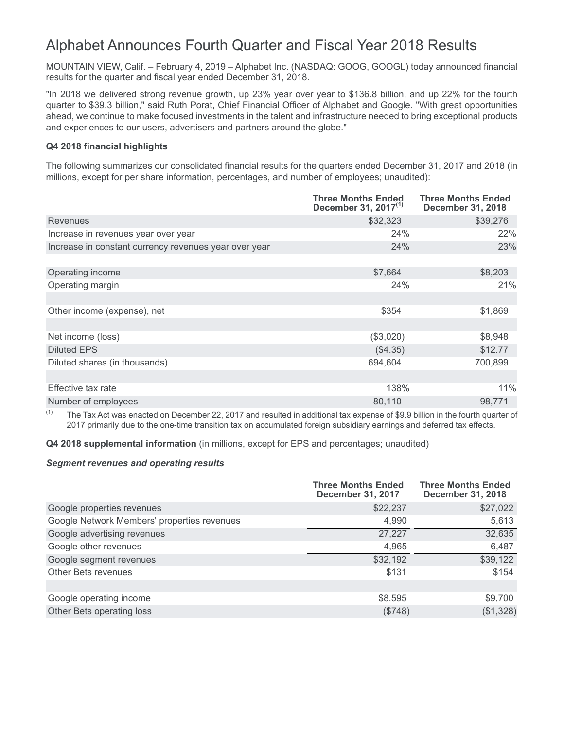# Alphabet Announces Fourth Quarter and Fiscal Year 2018 Results

MOUNTAIN VIEW, Calif. – February 4, 2019 – Alphabet Inc. (NASDAQ: GOOG, GOOGL) today announced financial results for the quarter and fiscal year ended December 31, 2018.

"In 2018 we delivered strong revenue growth, up 23% year over year to $136.8 billion, and up 22% for the fourth quarter to $39.3 billion," said Ruth Porat, Chief Financial Officer of Alphabet and Google. "With great opportunities ahead, we continue to make focused investments in the talent and infrastructure needed to bring exceptional products and experiences to our users, advertisers and partners around the globe."

**Q4 2018 financial highlights**

The following summarizes our consolidated financial results for the quarters ended December 31, 2017 and 2018 (in millions, except for per share information, percentages, and number of employees; unaudited):

| | Three Months Ended December 31, 2017[1] | Three Months Ended December 31, 2018 |
|---|---|---|
| Revenues | $32,323 | $39,276 |
| Increase in revenues year over year | 24% | 22% |
| Increase in constant currency revenues year over year | 24% | 23% |
| | | |
| Operating income | $7,664 | $8,203 |
| Operating margin | 24% | 21% |
| | | |
| Other income (expense), net | $354 | $1,869 |
| | | |
| Net income (loss) | ($3,020) | $8,948 |
| Diluted EPS | ($4.35) | $12.77 |
| Diluted shares (in thousands) | 694,604 | 700,899 |
| | | |
| Effective tax rate | 138% | 11% |
| Number of employees | 80,110 | 98,771 |

(1) The Tax Act was enacted on December 22, 2017 and resulted in additional tax expense of $9.9 billion in the fourth quarter of 2017 primarily due to the one-time transition tax on accumulated foreign subsidiary earnings and deferred tax effects.

**Q4 2018 supplemental information** (in millions, except for EPS and percentages; unaudited)

***Segment revenues and operating results***

| | Three Months Ended December 31, 2017 | Three Months Ended December 31, 2018 |
|---|---|---|
| Google properties revenues | $22,237 | $27,022 |
| Google Network Members' properties revenues | 4,990 | 5,613 |
| Google advertising revenues | 27,227 | 32,635 |
| Google other revenues | 4,965 | 6,487 |
| Google segment revenues | $32,192 | $39,122 |
| Other Bets revenues | $131 | $154 |
| | | |
| Google operating income | $8,595 | $9,700 |
| Other Bets operating loss | ($748) | ($1,328) |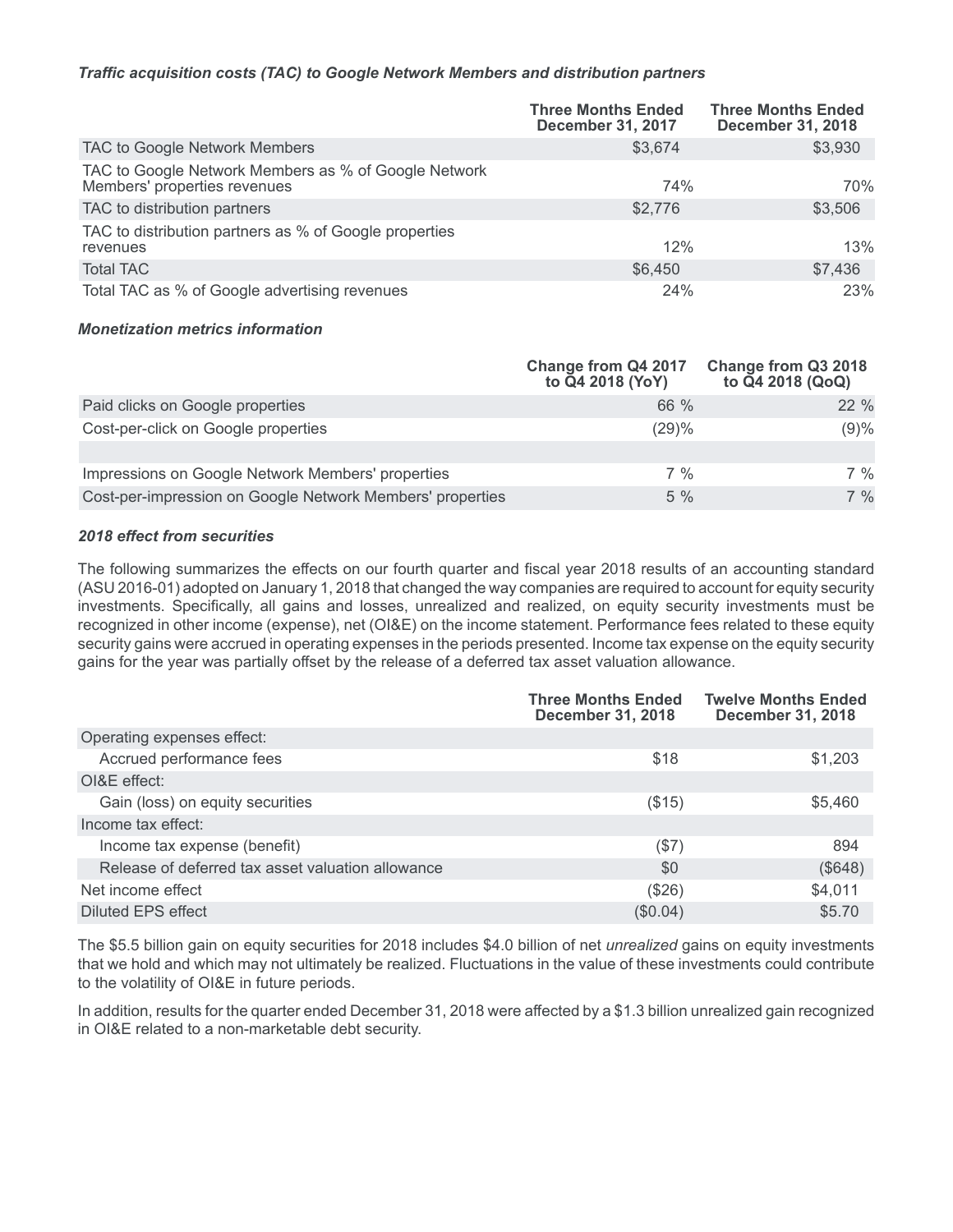*Traffic acquisition costs (TAC) to Google Network Members and distribution partners*

| | Three Months Ended December 31, 2017 | Three Months Ended December 31, 2018 |
|---|---|---|
| TAC to Google Network Members | $3,674 | $3,930 |
| TAC to Google Network Members as % of Google Network Members' properties revenues | 74% | 70% |
| TAC to distribution partners | $2,776 | $3,506 |
| TAC to distribution partners as % of Google properties revenues | 12% | 13% |
| Total TAC | $6,450 | $7,436 |
| Total TAC as % of Google advertising revenues | 24% | 23% |

*Monetization metrics information*

| | Change from Q4 2017 to Q4 2018 (YoY) | Change from Q3 2018 to Q4 2018 (QoQ) |
|---|---|---|
| Paid clicks on Google properties | 66 % | 22 % |
| Cost-per-click on Google properties | (29)% | (9)% |
| | | |
| Impressions on Google Network Members' properties | 7 % | 7 % |
| Cost-per-impression on Google Network Members' properties | 5 % | 7 % |

*2018 effect from securities*

The following summarizes the effects on our fourth quarter and fiscal year 2018 results of an accounting standard (ASU 2016-01) adopted on January 1, 2018 that changed the way companies are required to account for equity security investments. Specifically, all gains and losses, unrealized and realized, on equity security investments must be recognized in other income (expense), net (OI&E) on the income statement. Performance fees related to these equity security gains were accrued in operating expenses in the periods presented. Income tax expense on the equity security gains for the year was partially offset by the release of a deferred tax asset valuation allowance.

| | Three Months Ended December 31, 2018 | Twelve Months Ended December 31, 2018 |
|---|---|---|
| Operating expenses effect: | | |
| Accrued performance fees | $18 | $1,203 |
| OI&E effect: | | |
| Gain (loss) on equity securities | ($15) | $5,460 |
| Income tax effect: | | |
| Income tax expense (benefit) | ($7) | 894 |
| Release of deferred tax asset valuation allowance | $0 | ($648) |
| Net income effect | ($26) | $4,011 |
| Diluted EPS effect | ($0.04) | $5.70 |

The $5.5 billion gain on equity securities for 2018 includes $4.0 billion of net *unrealized* gains on equity investments that we hold and which may not ultimately be realized. Fluctuations in the value of these investments could contribute to the volatility of OI&E in future periods.

In addition, results for the quarter ended December 31, 2018 were affected by a $1.3 billion unrealized gain recognized in OI&E related to a non-marketable debt security.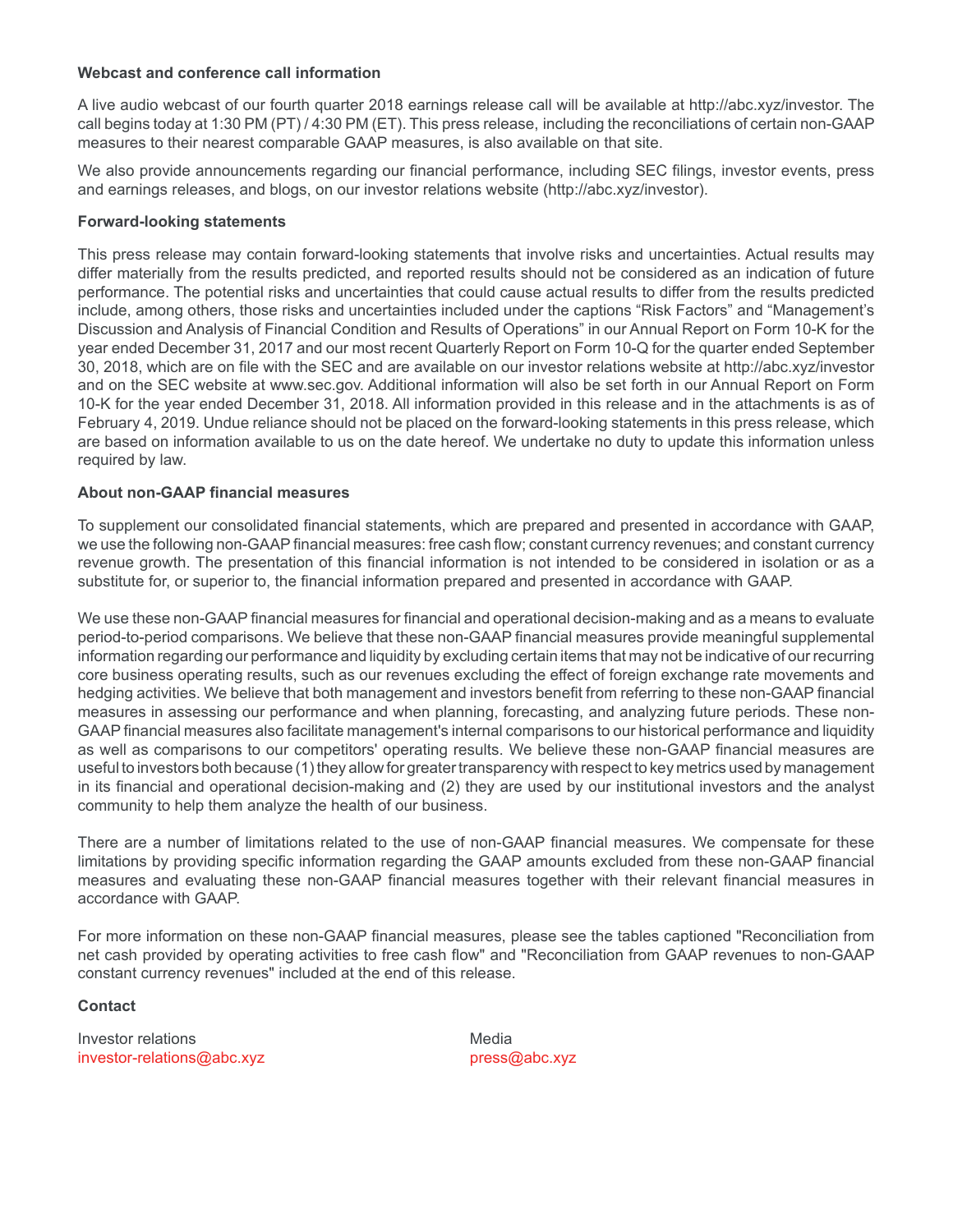### Webcast and conference call information

A live audio webcast of our fourth quarter 2018 earnings release call will be available at http://abc.xyz/investor. The call begins today at 1:30 PM (PT) / 4:30 PM (ET). This press release, including the reconciliations of certain non-GAAP measures to their nearest comparable GAAP measures, is also available on that site.

We also provide announcements regarding our financial performance, including SEC filings, investor events, press and earnings releases, and blogs, on our investor relations website (http://abc.xyz/investor).

### Forward-looking statements

This press release may contain forward-looking statements that involve risks and uncertainties. Actual results may differ materially from the results predicted, and reported results should not be considered as an indication of future performance. The potential risks and uncertainties that could cause actual results to differ from the results predicted include, among others, those risks and uncertainties included under the captions "Risk Factors" and "Management's Discussion and Analysis of Financial Condition and Results of Operations" in our Annual Report on Form 10-K for the year ended December 31, 2017 and our most recent Quarterly Report on Form 10-Q for the quarter ended September 30, 2018, which are on file with the SEC and are available on our investor relations website at http://abc.xyz/investor and on the SEC website at www.sec.gov. Additional information will also be set forth in our Annual Report on Form 10-K for the year ended December 31, 2018. All information provided in this release and in the attachments is as of February 4, 2019. Undue reliance should not be placed on the forward-looking statements in this press release, which are based on information available to us on the date hereof. We undertake no duty to update this information unless required by law.

### About non-GAAP financial measures

To supplement our consolidated financial statements, which are prepared and presented in accordance with GAAP, we use the following non-GAAP financial measures: free cash flow; constant currency revenues; and constant currency revenue growth. The presentation of this financial information is not intended to be considered in isolation or as a substitute for, or superior to, the financial information prepared and presented in accordance with GAAP.

We use these non-GAAP financial measures for financial and operational decision-making and as a means to evaluate period-to-period comparisons. We believe that these non-GAAP financial measures provide meaningful supplemental information regarding our performance and liquidity by excluding certain items that may not be indicative of our recurring core business operating results, such as our revenues excluding the effect of foreign exchange rate movements and hedging activities. We believe that both management and investors benefit from referring to these non-GAAP financial measures in assessing our performance and when planning, forecasting, and analyzing future periods. These non-GAAP financial measures also facilitate management's internal comparisons to our historical performance and liquidity as well as comparisons to our competitors' operating results. We believe these non-GAAP financial measures are useful to investors both because (1) they allow for greater transparency with respect to key metrics used by management in its financial and operational decision-making and (2) they are used by our institutional investors and the analyst community to help them analyze the health of our business.

There are a number of limitations related to the use of non-GAAP financial measures. We compensate for these limitations by providing specific information regarding the GAAP amounts excluded from these non-GAAP financial measures and evaluating these non-GAAP financial measures together with their relevant financial measures in accordance with GAAP.

For more information on these non-GAAP financial measures, please see the tables captioned "Reconciliation from net cash provided by operating activities to free cash flow" and "Reconciliation from GAAP revenues to non-GAAP constant currency revenues" included at the end of this release.

### Contact

Investor relations
investor-relations@abc.xyz

Media
press@abc.xyz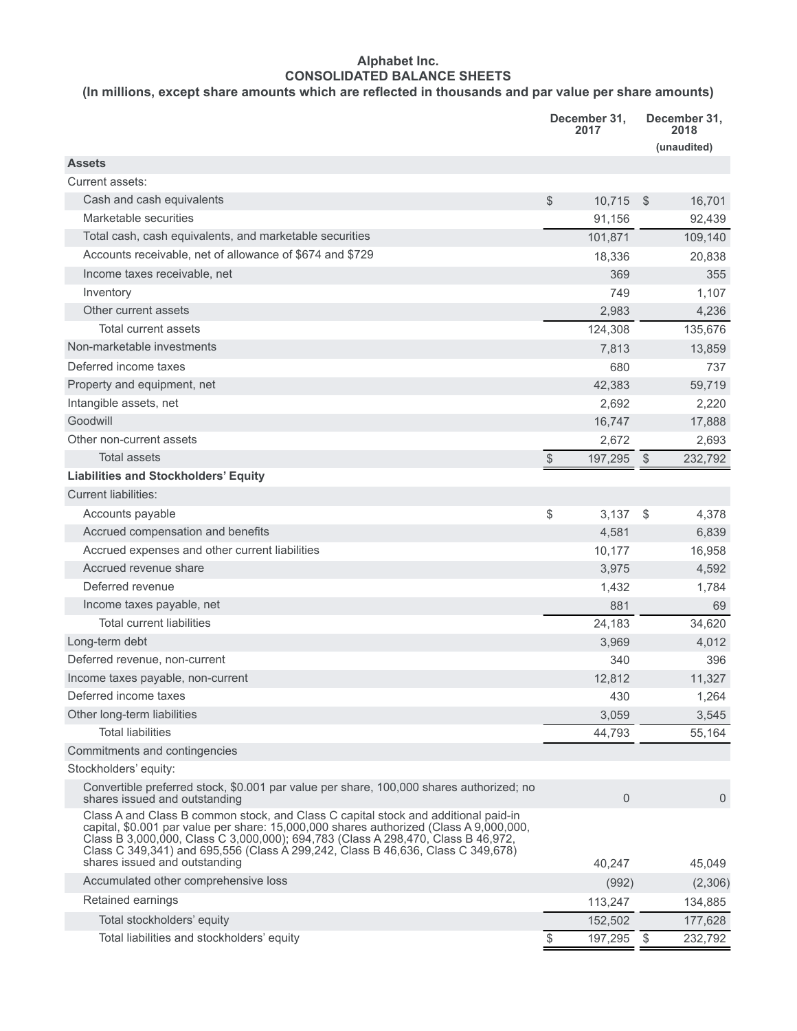**Alphabet Inc.**
**CONSOLIDATED BALANCE SHEETS**
**(In millions, except share amounts which are reflected in thousands and par value per share amounts)**

| | December 31, 2017 | December 31, 2018 (unaudited) |
|---|---|---|
| **Assets** | | |
| Current assets: | | |
| Cash and cash equivalents | $ 10,715 | $ 16,701 |
| Marketable securities | 91,156 | 92,439 |
| Total cash, cash equivalents, and marketable securities | 101,871 | 109,140 |
| Accounts receivable, net of allowance of $674 and $729 | 18,336 | 20,838 |
| Income taxes receivable, net | 369 | 355 |
| Inventory | 749 | 1,107 |
| Other current assets | 2,983 | 4,236 |
| Total current assets | 124,308 | 135,676 |
| Non-marketable investments | 7,813 | 13,859 |
| Deferred income taxes | 680 | 737 |
| Property and equipment, net | 42,383 | 59,719 |
| Intangible assets, net | 2,692 | 2,220 |
| Goodwill | 16,747 | 17,888 |
| Other non-current assets | 2,672 | 2,693 |
| Total assets | $ 197,295 | $ 232,792 |
| **Liabilities and Stockholders' Equity** | | |
| Current liabilities: | | |
| Accounts payable | $ 3,137 | $ 4,378 |
| Accrued compensation and benefits | 4,581 | 6,839 |
| Accrued expenses and other current liabilities | 10,177 | 16,958 |
| Accrued revenue share | 3,975 | 4,592 |
| Deferred revenue | 1,432 | 1,784 |
| Income taxes payable, net | 881 | 69 |
| Total current liabilities | 24,183 | 34,620 |
| Long-term debt | 3,969 | 4,012 |
| Deferred revenue, non-current | 340 | 396 |
| Income taxes payable, non-current | 12,812 | 11,327 |
| Deferred income taxes | 430 | 1,264 |
| Other long-term liabilities | 3,059 | 3,545 |
| Total liabilities | 44,793 | 55,164 |
| Commitments and contingencies | | |
| Stockholders' equity: | | |
| Convertible preferred stock, $0.001 par value per share, 100,000 shares authorized; no shares issued and outstanding | 0 | 0 |
| Class A and Class B common stock, and Class C capital stock and additional paid-in capital, $0.001 par value per share: 15,000,000 shares authorized (Class A 9,000,000, Class B 3,000,000, Class C 3,000,000); 694,783 (Class A 298,470, Class B 46,972, Class C 349,341) and 695,556 (Class A 299,242, Class B 46,636, Class C 349,678) shares issued and outstanding | 40,247 | 45,049 |
| Accumulated other comprehensive loss | (992) | (2,306) |
| Retained earnings | 113,247 | 134,885 |
| Total stockholders' equity | 152,502 | 177,628 |
| Total liabilities and stockholders' equity | $ 197,295 | $ 232,792 |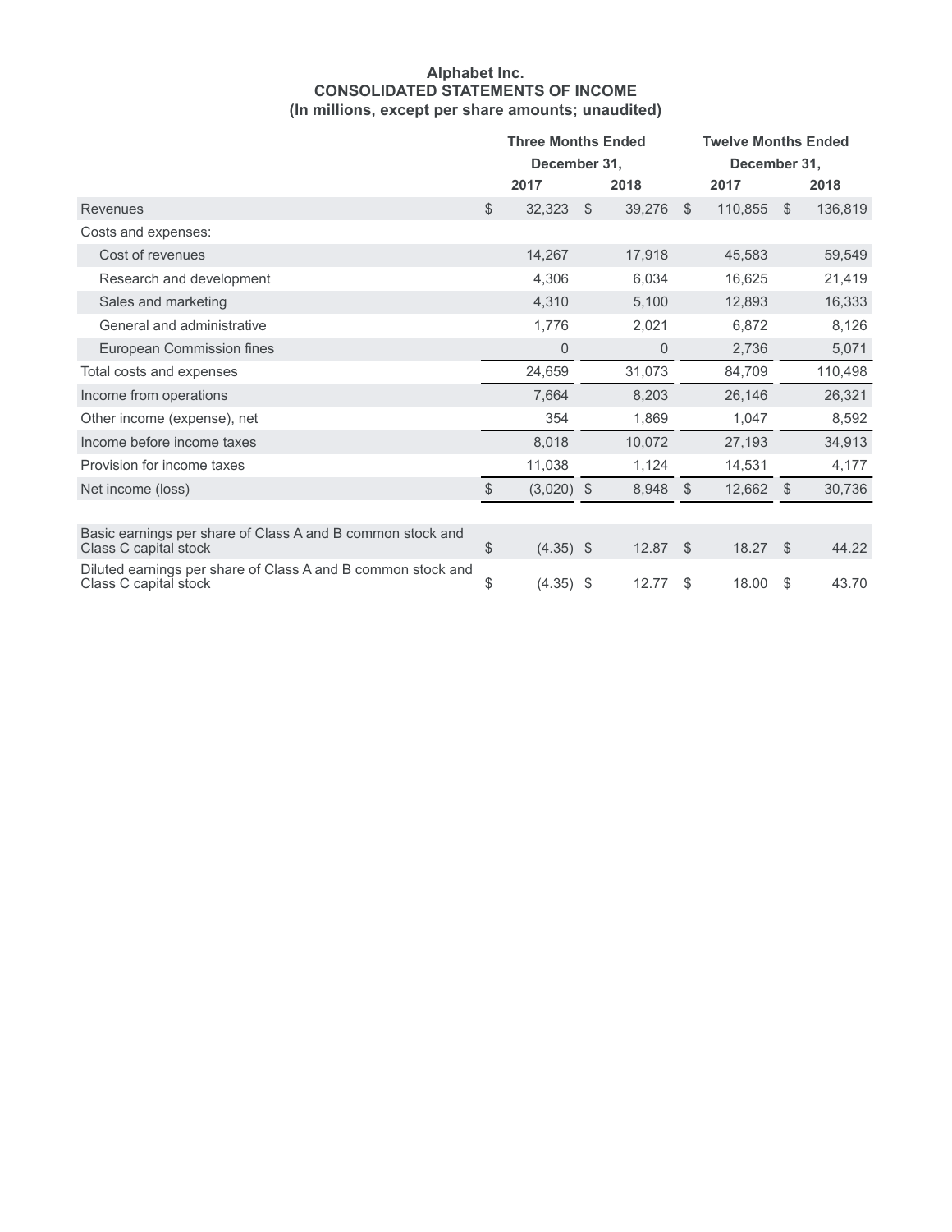**Alphabet Inc.**
**CONSOLIDATED STATEMENTS OF INCOME**
**(In millions, except per share amounts; unaudited)**

| | Three Months Ended December 31, | | Twelve Months Ended December 31, | |
|---|---|---|---|---|
| | 2017 | 2018 | 2017 | 2018 |
| Revenues | $ 32,323 | $ 39,276 | $ 110,855 | $ 136,819 |
| Costs and expenses: | | | | |
| Cost of revenues | 14,267 | 17,918 | 45,583 | 59,549 |
| Research and development | 4,306 | 6,034 | 16,625 | 21,419 |
| Sales and marketing | 4,310 | 5,100 | 12,893 | 16,333 |
| General and administrative | 1,776 | 2,021 | 6,872 | 8,126 |
| European Commission fines | 0 | 0 | 2,736 | 5,071 |
| Total costs and expenses | 24,659 | 31,073 | 84,709 | 110,498 |
| Income from operations | 7,664 | 8,203 | 26,146 | 26,321 |
| Other income (expense), net | 354 | 1,869 | 1,047 | 8,592 |
| Income before income taxes | 8,018 | 10,072 | 27,193 | 34,913 |
| Provision for income taxes | 11,038 | 1,124 | 14,531 | 4,177 |
| Net income (loss) | $ (3,020) | $ 8,948 | $ 12,662 | $ 30,736 |
| | | | | |
| Basic earnings per share of Class A and B common stock and Class C capital stock | $ (4.35) | $ 12.87 | $ 18.27 | $ 44.22 |
| Diluted earnings per share of Class A and B common stock and Class C capital stock | $ (4.35) | $ 12.77 | $ 18.00 | $ 43.70 |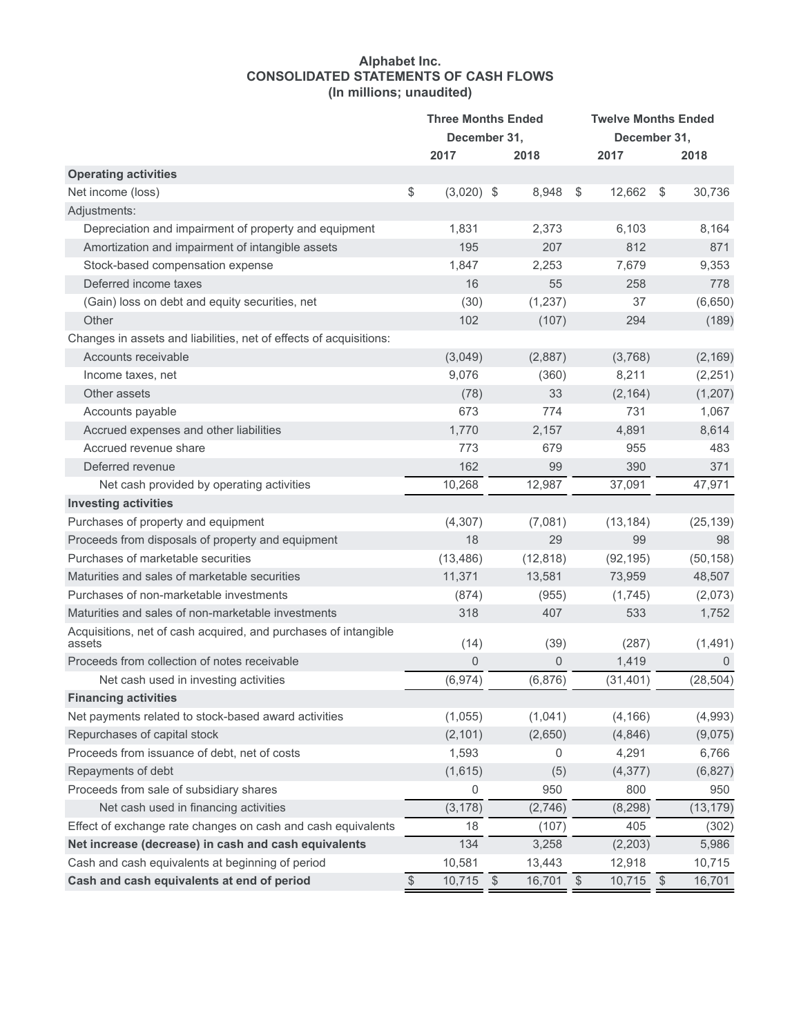**Alphabet Inc.**
**CONSOLIDATED STATEMENTS OF CASH FLOWS**
**(In millions; unaudited)**

| | Three Months Ended December 31, | | Twelve Months Ended December 31, | |
|---|---|---|---|---|
| | 2017 | 2018 | 2017 | 2018 |
| **Operating activities** | | | | |
| Net income (loss) | $ (3,020) | $ 8,948 | $ 12,662 | $ 30,736 |
| Adjustments: | | | | |
| Depreciation and impairment of property and equipment | 1,831 | 2,373 | 6,103 | 8,164 |
| Amortization and impairment of intangible assets | 195 | 207 | 812 | 871 |
| Stock-based compensation expense | 1,847 | 2,253 | 7,679 | 9,353 |
| Deferred income taxes | 16 | 55 | 258 | 778 |
| (Gain) loss on debt and equity securities, net | (30) | (1,237) | 37 | (6,650) |
| Other | 102 | (107) | 294 | (189) |
| Changes in assets and liabilities, net of effects of acquisitions: | | | | |
| Accounts receivable | (3,049) | (2,887) | (3,768) | (2,169) |
| Income taxes, net | 9,076 | (360) | 8,211 | (2,251) |
| Other assets | (78) | 33 | (2,164) | (1,207) |
| Accounts payable | 673 | 774 | 731 | 1,067 |
| Accrued expenses and other liabilities | 1,770 | 2,157 | 4,891 | 8,614 |
| Accrued revenue share | 773 | 679 | 955 | 483 |
| Deferred revenue | 162 | 99 | 390 | 371 |
| Net cash provided by operating activities | 10,268 | 12,987 | 37,091 | 47,971 |
| **Investing activities** | | | | |
| Purchases of property and equipment | (4,307) | (7,081) | (13,184) | (25,139) |
| Proceeds from disposals of property and equipment | 18 | 29 | 99 | 98 |
| Purchases of marketable securities | (13,486) | (12,818) | (92,195) | (50,158) |
| Maturities and sales of marketable securities | 11,371 | 13,581 | 73,959 | 48,507 |
| Purchases of non-marketable investments | (874) | (955) | (1,745) | (2,073) |
| Maturities and sales of non-marketable investments | 318 | 407 | 533 | 1,752 |
| Acquisitions, net of cash acquired, and purchases of intangible assets | (14) | (39) | (287) | (1,491) |
| Proceeds from collection of notes receivable | 0 | 0 | 1,419 | 0 |
| Net cash used in investing activities | (6,974) | (6,876) | (31,401) | (28,504) |
| **Financing activities** | | | | |
| Net payments related to stock-based award activities | (1,055) | (1,041) | (4,166) | (4,993) |
| Repurchases of capital stock | (2,101) | (2,650) | (4,846) | (9,075) |
| Proceeds from issuance of debt, net of costs | 1,593 | 0 | 4,291 | 6,766 |
| Repayments of debt | (1,615) | (5) | (4,377) | (6,827) |
| Proceeds from sale of subsidiary shares | 0 | 950 | 800 | 950 |
| Net cash used in financing activities | (3,178) | (2,746) | (8,298) | (13,179) |
| Effect of exchange rate changes on cash and cash equivalents | 18 | (107) | 405 | (302) |
| **Net increase (decrease) in cash and cash equivalents** | 134 | 3,258 | (2,203) | 5,986 |
| Cash and cash equivalents at beginning of period | 10,581 | 13,443 | 12,918 | 10,715 |
| **Cash and cash equivalents at end of period** | $ 10,715 | $ 16,701 | $ 10,715 | $ 16,701 |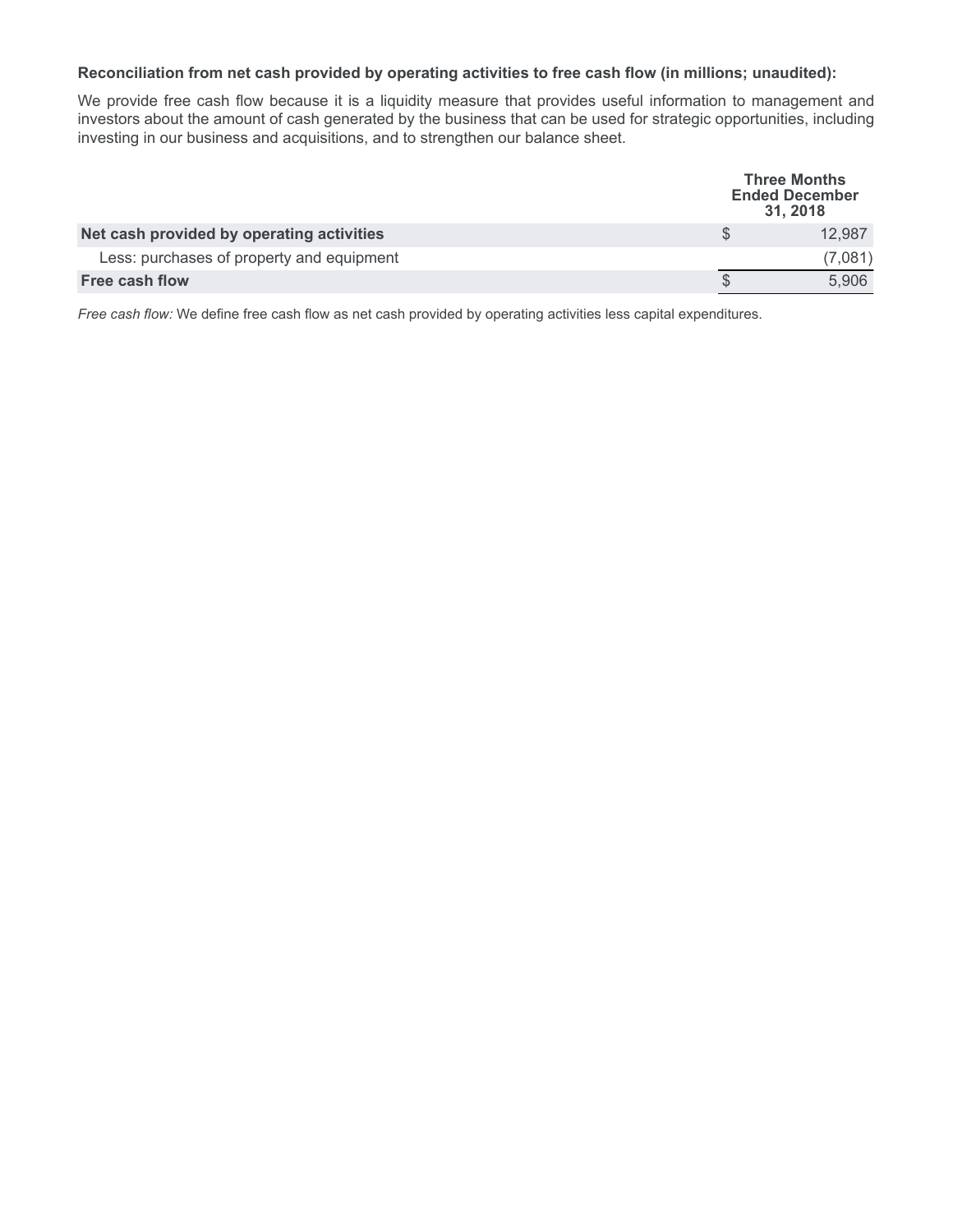**Reconciliation from net cash provided by operating activities to free cash flow (in millions; unaudited):**

We provide free cash flow because it is a liquidity measure that provides useful information to management and investors about the amount of cash generated by the business that can be used for strategic opportunities, including investing in our business and acquisitions, and to strengthen our balance sheet.

| | Three Months Ended December 31, 2018 |
|---|---|
| **Net cash provided by operating activities** | $ 12,987 |
| Less: purchases of property and equipment | (7,081) |
| **Free cash flow** | $ 5,906 |

*Free cash flow:* We define free cash flow as net cash provided by operating activities less capital expenditures.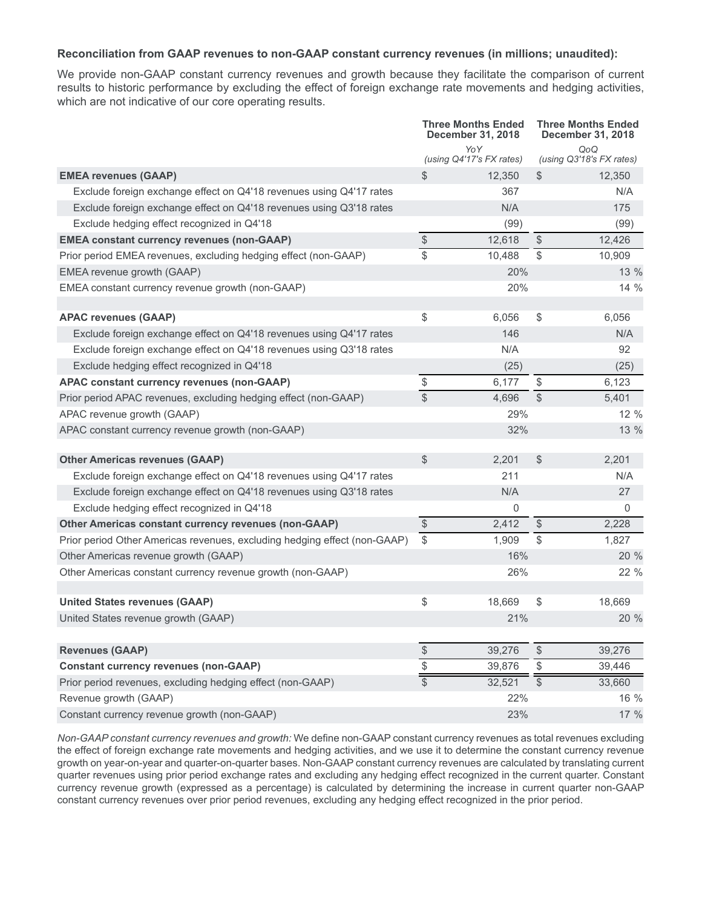**Reconciliation from GAAP revenues to non-GAAP constant currency revenues (in millions; unaudited):**

We provide non-GAAP constant currency revenues and growth because they facilitate the comparison of current results to historic performance by excluding the effect of foreign exchange rate movements and hedging activities, which are not indicative of our core operating results.

| | Three Months Ended December 31, 2018 | Three Months Ended December 31, 2018 |
|---|---|---|
| | *YoY (using Q4'17's FX rates)* | *QoQ (using Q3'18's FX rates)* |
| **EMEA revenues (GAAP)** | $ 12,350 | $ 12,350 |
| Exclude foreign exchange effect on Q4'18 revenues using Q4'17 rates | 367 | N/A |
| Exclude foreign exchange effect on Q4'18 revenues using Q3'18 rates | N/A | 175 |
| Exclude hedging effect recognized in Q4'18 | (99) | (99) |
| **EMEA constant currency revenues (non-GAAP)** | $ 12,618 | $ 12,426 |
| Prior period EMEA revenues, excluding hedging effect (non-GAAP) | $ 10,488 | $ 10,909 |
| EMEA revenue growth (GAAP) | 20% | 13 % |
| EMEA constant currency revenue growth (non-GAAP) | 20% | 14 % |
| | | |
| **APAC revenues (GAAP)** | $ 6,056 | $ 6,056 |
| Exclude foreign exchange effect on Q4'18 revenues using Q4'17 rates | 146 | N/A |
| Exclude foreign exchange effect on Q4'18 revenues using Q3'18 rates | N/A | 92 |
| Exclude hedging effect recognized in Q4'18 | (25) | (25) |
| **APAC constant currency revenues (non-GAAP)** | $ 6,177 | $ 6,123 |
| Prior period APAC revenues, excluding hedging effect (non-GAAP) | $ 4,696 | $ 5,401 |
| APAC revenue growth (GAAP) | 29% | 12 % |
| APAC constant currency revenue growth (non-GAAP) | 32% | 13 % |
| | | |
| **Other Americas revenues (GAAP)** | $ 2,201 | $ 2,201 |
| Exclude foreign exchange effect on Q4'18 revenues using Q4'17 rates | 211 | N/A |
| Exclude foreign exchange effect on Q4'18 revenues using Q3'18 rates | N/A | 27 |
| Exclude hedging effect recognized in Q4'18 | 0 | 0 |
| **Other Americas constant currency revenues (non-GAAP)** | $ 2,412 | $ 2,228 |
| Prior period Other Americas revenues, excluding hedging effect (non-GAAP) | $ 1,909 | $ 1,827 |
| Other Americas revenue growth (GAAP) | 16% | 20 % |
| Other Americas constant currency revenue growth (non-GAAP) | 26% | 22 % |
| | | |
| **United States revenues (GAAP)** | $ 18,669 | $ 18,669 |
| United States revenue growth (GAAP) | 21% | 20 % |
| | | |
| **Revenues (GAAP)** | $ 39,276 | $ 39,276 |
| **Constant currency revenues (non-GAAP)** | $ 39,876 | $ 39,446 |
| Prior period revenues, excluding hedging effect (non-GAAP) | $ 32,521 | $ 33,660 |
| Revenue growth (GAAP) | 22% | 16 % |
| Constant currency revenue growth (non-GAAP) | 23% | 17 % |

*Non-GAAP constant currency revenues and growth:* We define non-GAAP constant currency revenues as total revenues excluding the effect of foreign exchange rate movements and hedging activities, and we use it to determine the constant currency revenue growth on year-on-year and quarter-on-quarter bases. Non-GAAP constant currency revenues are calculated by translating current quarter revenues using prior period exchange rates and excluding any hedging effect recognized in the current quarter. Constant currency revenue growth (expressed as a percentage) is calculated by determining the increase in current quarter non-GAAP constant currency revenues over prior period revenues, excluding any hedging effect recognized in the prior period.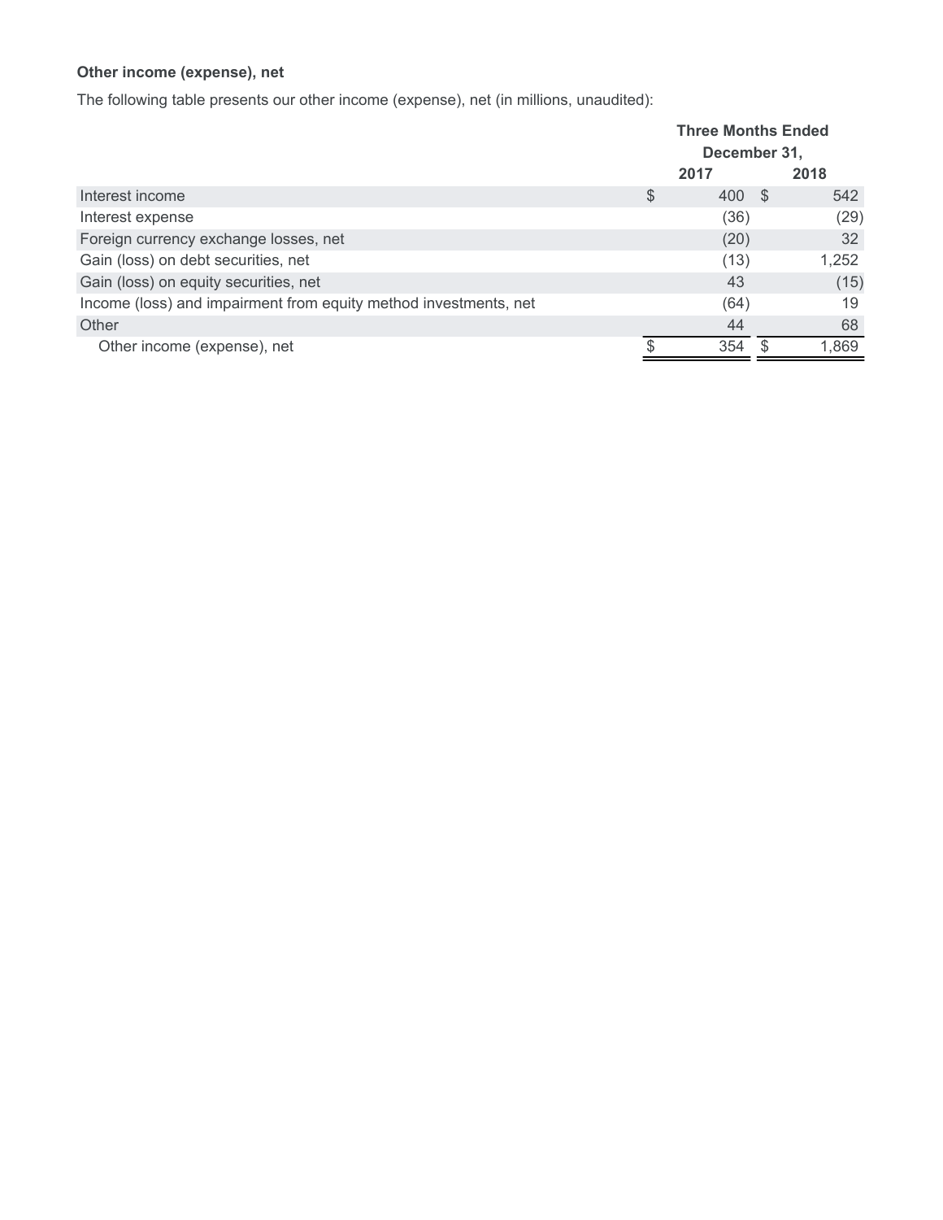**Other income (expense), net**

The following table presents our other income (expense), net (in millions, unaudited):

| | Three Months Ended December 31, | |
|---|---|---|
| | 2017 | 2018 |
| Interest income | $ 400 | $ 542 |
| Interest expense | (36) | (29) |
| Foreign currency exchange losses, net | (20) | 32 |
| Gain (loss) on debt securities, net | (13) | 1,252 |
| Gain (loss) on equity securities, net | 43 | (15) |
| Income (loss) and impairment from equity method investments, net | (64) | 19 |
| Other | 44 | 68 |
| Other income (expense), net | $ 354 | $ 1,869 |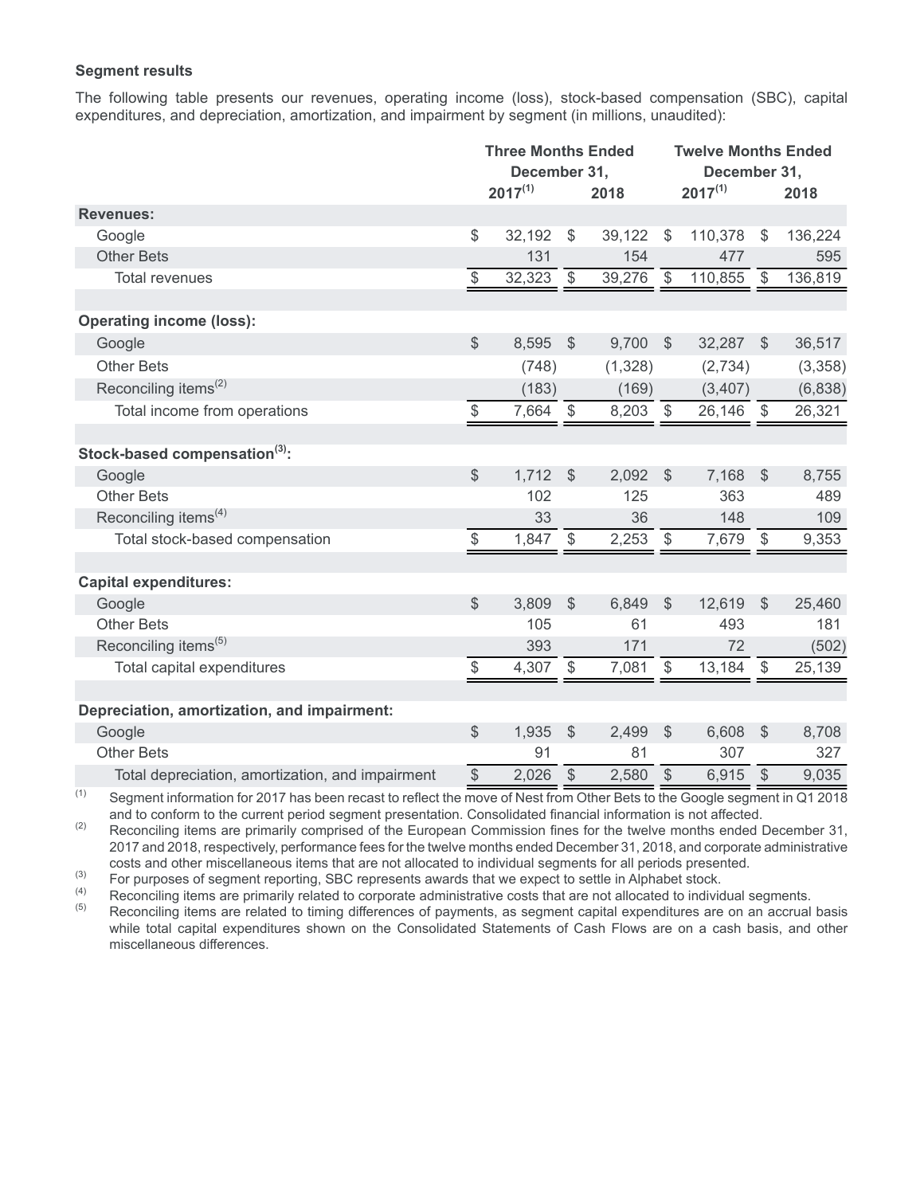**Segment results**

The following table presents our revenues, operating income (loss), stock-based compensation (SBC), capital expenditures, and depreciation, amortization, and impairment by segment (in millions, unaudited):

| | Three Months Ended December 31, | | Twelve Months Ended December 31, | |
|---|---|---|---|---|
| | 2017[(1)] | 2018 | 2017[(1)] | 2018 |
| **Revenues:** | | | | |
| Google | $ 32,192 | $ 39,122 | $ 110,378 | $ 136,224 |
| Other Bets | 131 | 154 | 477 | 595 |
| Total revenues | $ 32,323 | $ 39,276 | $ 110,855 | $ 136,819 |
| | | | | |
| **Operating income (loss):** | | | | |
| Google | $ 8,595 | $ 9,700 | $ 32,287 | $ 36,517 |
| Other Bets | (748) | (1,328) | (2,734) | (3,358) |
| Reconciling items[(2)] | (183) | (169) | (3,407) | (6,838) |
| Total income from operations | $ 7,664 | $ 8,203 | $ 26,146 | $ 26,321 |
| | | | | |
| **Stock-based compensation[(3)]:** | | | | |
| Google | $ 1,712 | $ 2,092 | $ 7,168 | $ 8,755 |
| Other Bets | 102 | 125 | 363 | 489 |
| Reconciling items[(4)] | 33 | 36 | 148 | 109 |
| Total stock-based compensation | $ 1,847 | $ 2,253 | $ 7,679 | $ 9,353 |
| | | | | |
| **Capital expenditures:** | | | | |
| Google | $ 3,809 | $ 6,849 | $ 12,619 | $ 25,460 |
| Other Bets | 105 | 61 | 493 | 181 |
| Reconciling items[(5)] | 393 | 171 | 72 | (502) |
| Total capital expenditures | $ 4,307 | $ 7,081 | $ 13,184 | $ 25,139 |
| | | | | |
| **Depreciation, amortization, and impairment:** | | | | |
| Google | $ 1,935 | $ 2,499 | $ 6,608 | $ 8,708 |
| Other Bets | 91 | 81 | 307 | 327 |
| Total depreciation, amortization, and impairment | $ 2,026 | $ 2,580 | $ 6,915 | $ 9,035 |

(1) Segment information for 2017 has been recast to reflect the move of Nest from Other Bets to the Google segment in Q1 2018 and to conform to the current period segment presentation. Consolidated financial information is not affected.

(2) Reconciling items are primarily comprised of the European Commission fines for the twelve months ended December 31, 2017 and 2018, respectively, performance fees for the twelve months ended December 31, 2018, and corporate administrative costs and other miscellaneous items that are not allocated to individual segments for all periods presented.

(3) For purposes of segment reporting, SBC represents awards that we expect to settle in Alphabet stock.

(4) Reconciling items are primarily related to corporate administrative costs that are not allocated to individual segments.

(5) Reconciling items are related to timing differences of payments, as segment capital expenditures are on an accrual basis while total capital expenditures shown on the Consolidated Statements of Cash Flows are on a cash basis, and other miscellaneous differences.